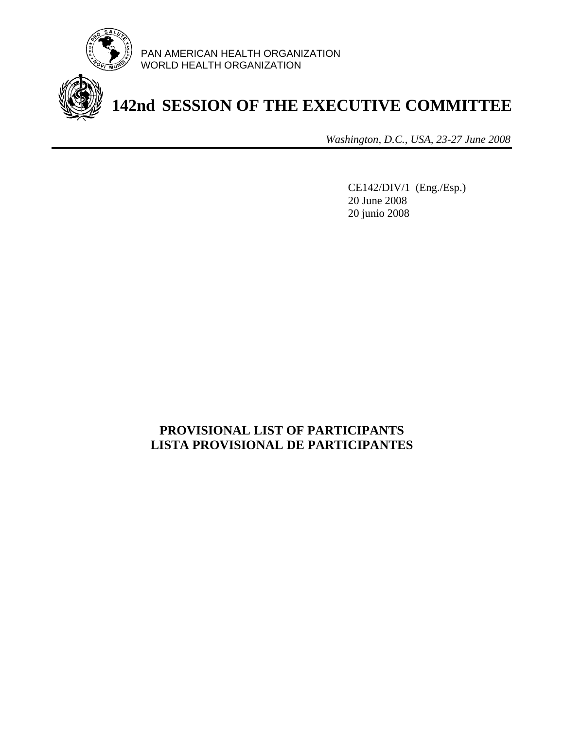PAN AMERICAN HEALTH ORGANIZATION
WORLD HEALTH ORGANIZATION

# 142nd SESSION OF THE EXECUTIVE COMMITTEE

*Washington, D.C., USA, 23-27 June 2008*

CE142/DIV/1 (Eng./Esp.)
20 June 2008
20 junio 2008

## PROVISIONAL LIST OF PARTICIPANTS
## LISTA PROVISIONAL DE PARTICIPANTES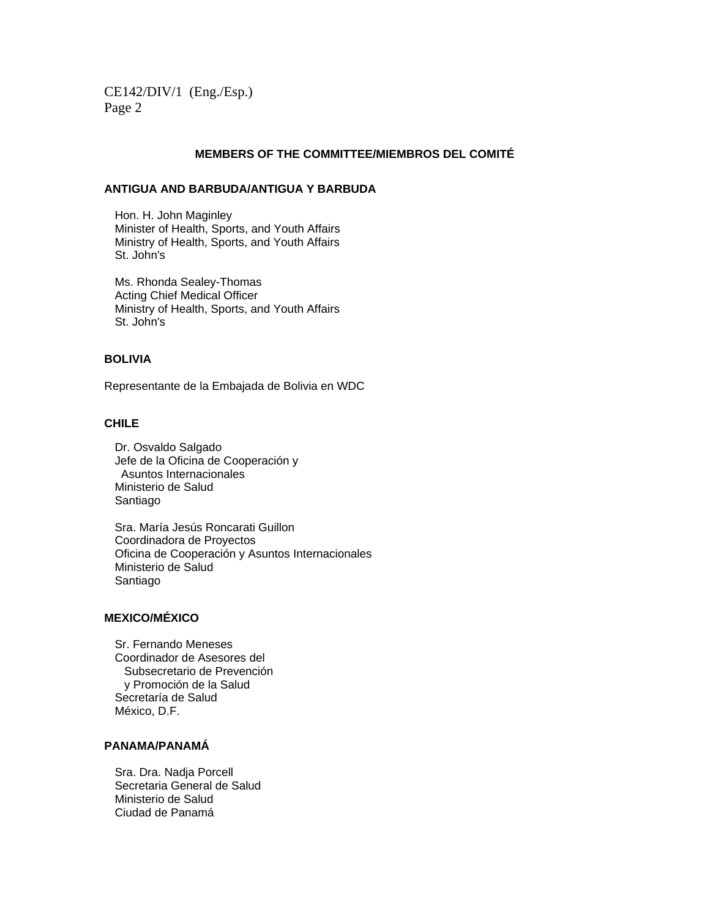## MEMBERS OF THE COMMITTEE/MIEMBROS DEL COMITÉ

### ANTIGUA AND BARBUDA/ANTIGUA Y BARBUDA

Hon. H. John Maginley
Minister of Health, Sports, and Youth Affairs
Ministry of Health, Sports, and Youth Affairs
St. John's

Ms. Rhonda Sealey-Thomas
Acting Chief Medical Officer
Ministry of Health, Sports, and Youth Affairs
St. John's

### BOLIVIA

Representante de la Embajada de Bolivia en WDC

### CHILE

Dr. Osvaldo Salgado
Jefe de la Oficina de Cooperación y
Asuntos Internacionales
Ministerio de Salud
Santiago

Sra. María Jesús Roncarati Guillon
Coordinadora de Proyectos
Oficina de Cooperación y Asuntos Internacionales
Ministerio de Salud
Santiago

### MEXICO/MÉXICO

Sr. Fernando Meneses
Coordinador de Asesores del
Subsecretario de Prevención
y Promoción de la Salud
Secretaría de Salud
México, D.F.

### PANAMA/PANAMÁ

Sra. Dra. Nadja Porcell
Secretaria General de Salud
Ministerio de Salud
Ciudad de Panamá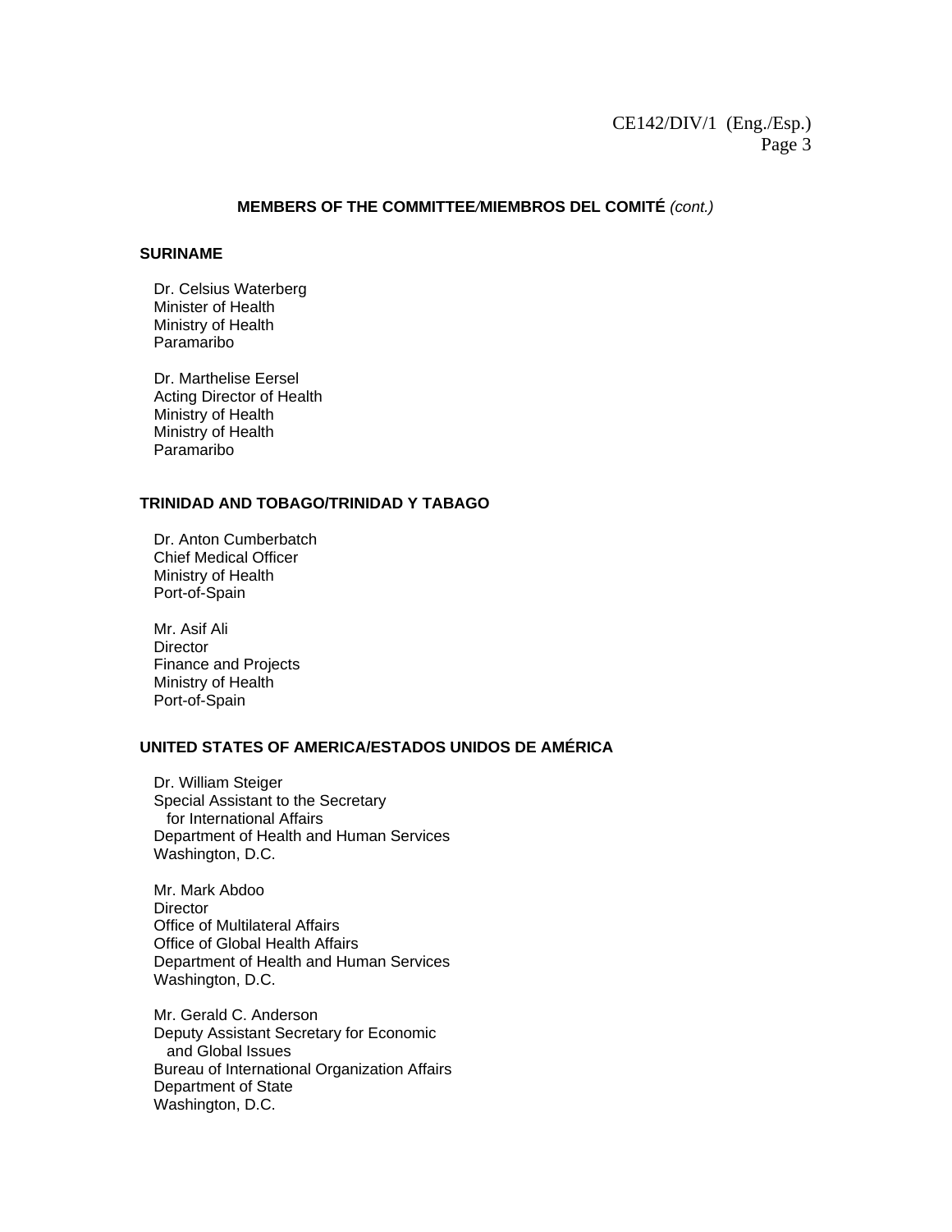**MEMBERS OF THE COMMITTEE/MIEMBROS DEL COMITÉ** *(cont.)*

**SURINAME**

Dr. Celsius Waterberg  
Minister of Health  
Ministry of Health  
Paramaribo

Dr. Marthelise Eersel  
Acting Director of Health  
Ministry of Health  
Ministry of Health  
Paramaribo

**TRINIDAD AND TOBAGO/TRINIDAD Y TABAGO**

Dr. Anton Cumberbatch  
Chief Medical Officer  
Ministry of Health  
Port-of-Spain

Mr. Asif Ali  
Director  
Finance and Projects  
Ministry of Health  
Port-of-Spain

**UNITED STATES OF AMERICA/ESTADOS UNIDOS DE AMÉRICA**

Dr. William Steiger  
Special Assistant to the Secretary  
for International Affairs  
Department of Health and Human Services  
Washington, D.C.

Mr. Mark Abdoo  
Director  
Office of Multilateral Affairs  
Office of Global Health Affairs  
Department of Health and Human Services  
Washington, D.C.

Mr. Gerald C. Anderson  
Deputy Assistant Secretary for Economic  
and Global Issues  
Bureau of International Organization Affairs  
Department of State  
Washington, D.C.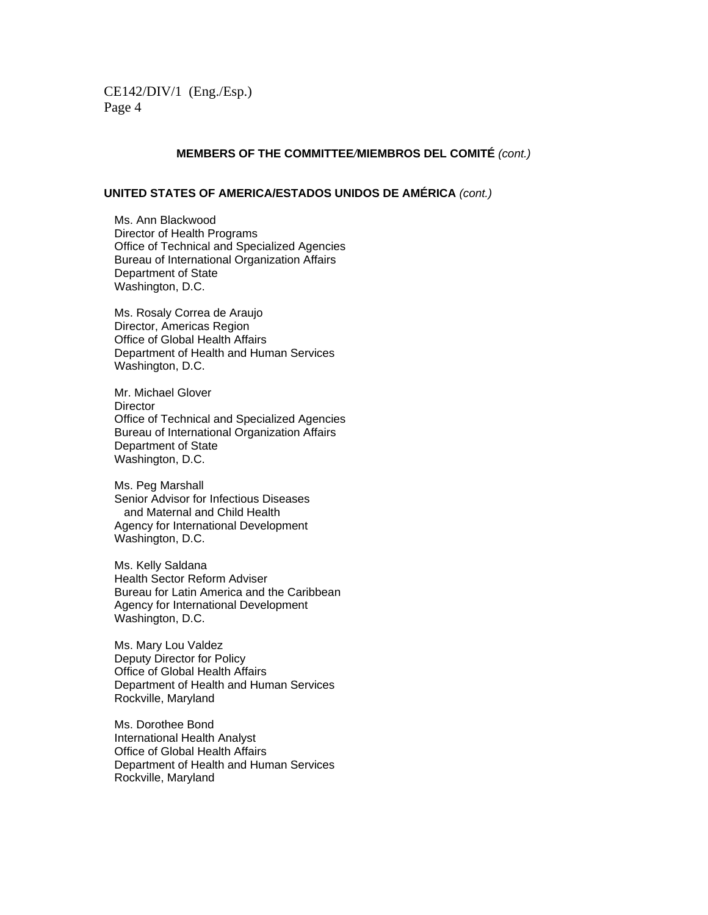**MEMBERS OF THE COMMITTEE/MIEMBROS DEL COMITÉ** *(cont.)*

**UNITED STATES OF AMERICA/ESTADOS UNIDOS DE AMÉRICA** *(cont.)*

Ms. Ann Blackwood
Director of Health Programs
Office of Technical and Specialized Agencies
Bureau of International Organization Affairs
Department of State
Washington, D.C.

Ms. Rosaly Correa de Araujo
Director, Americas Region
Office of Global Health Affairs
Department of Health and Human Services
Washington, D.C.

Mr. Michael Glover
Director
Office of Technical and Specialized Agencies
Bureau of International Organization Affairs
Department of State
Washington, D.C.

Ms. Peg Marshall
Senior Advisor for Infectious Diseases
and Maternal and Child Health
Agency for International Development
Washington, D.C.

Ms. Kelly Saldana
Health Sector Reform Adviser
Bureau for Latin America and the Caribbean
Agency for International Development
Washington, D.C.

Ms. Mary Lou Valdez
Deputy Director for Policy
Office of Global Health Affairs
Department of Health and Human Services
Rockville, Maryland

Ms. Dorothee Bond
International Health Analyst
Office of Global Health Affairs
Department of Health and Human Services
Rockville, Maryland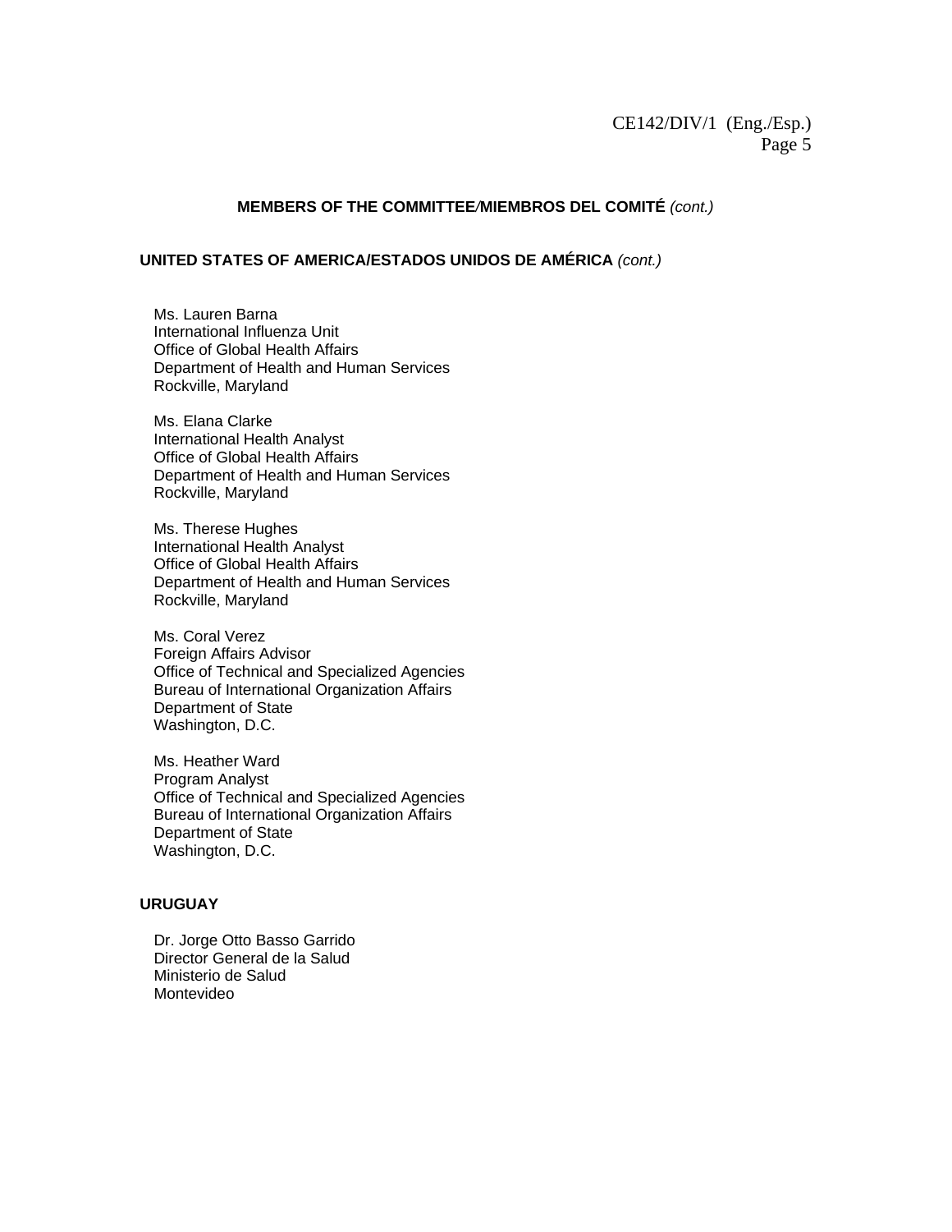**MEMBERS OF THE COMMITTEE/MIEMBROS DEL COMITÉ** *(cont.)*

**UNITED STATES OF AMERICA/ESTADOS UNIDOS DE AMÉRICA** *(cont.)*

Ms. Lauren Barna
International Influenza Unit
Office of Global Health Affairs
Department of Health and Human Services
Rockville, Maryland

Ms. Elana Clarke
International Health Analyst
Office of Global Health Affairs
Department of Health and Human Services
Rockville, Maryland

Ms. Therese Hughes
International Health Analyst
Office of Global Health Affairs
Department of Health and Human Services
Rockville, Maryland

Ms. Coral Verez
Foreign Affairs Advisor
Office of Technical and Specialized Agencies
Bureau of International Organization Affairs
Department of State
Washington, D.C.

Ms. Heather Ward
Program Analyst
Office of Technical and Specialized Agencies
Bureau of International Organization Affairs
Department of State
Washington, D.C.

**URUGUAY**

Dr. Jorge Otto Basso Garrido
Director General de la Salud
Ministerio de Salud
Montevideo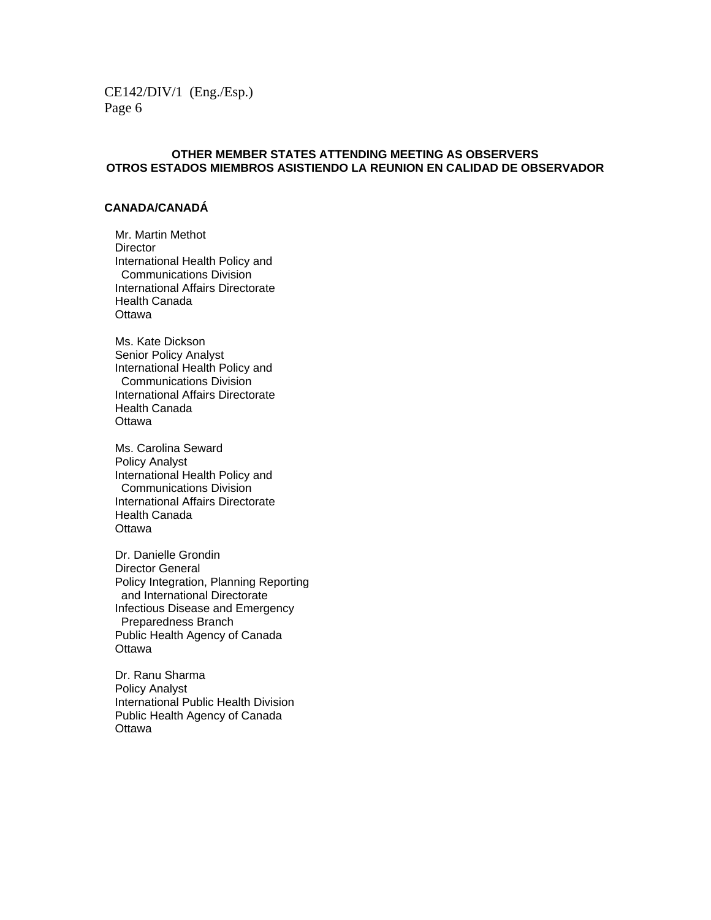## OTHER MEMBER STATES ATTENDING MEETING AS OBSERVERS
## OTROS ESTADOS MIEMBROS ASISTIENDO LA REUNION EN CALIDAD DE OBSERVADOR

**CANADA/CANADÁ**

Mr. Martin Methot
Director
International Health Policy and
Communications Division
International Affairs Directorate
Health Canada
Ottawa

Ms. Kate Dickson
Senior Policy Analyst
International Health Policy and
Communications Division
International Affairs Directorate
Health Canada
Ottawa

Ms. Carolina Seward
Policy Analyst
International Health Policy and
Communications Division
International Affairs Directorate
Health Canada
Ottawa

Dr. Danielle Grondin
Director General
Policy Integration, Planning Reporting
and International Directorate
Infectious Disease and Emergency
Preparedness Branch
Public Health Agency of Canada
Ottawa

Dr. Ranu Sharma
Policy Analyst
International Public Health Division
Public Health Agency of Canada
Ottawa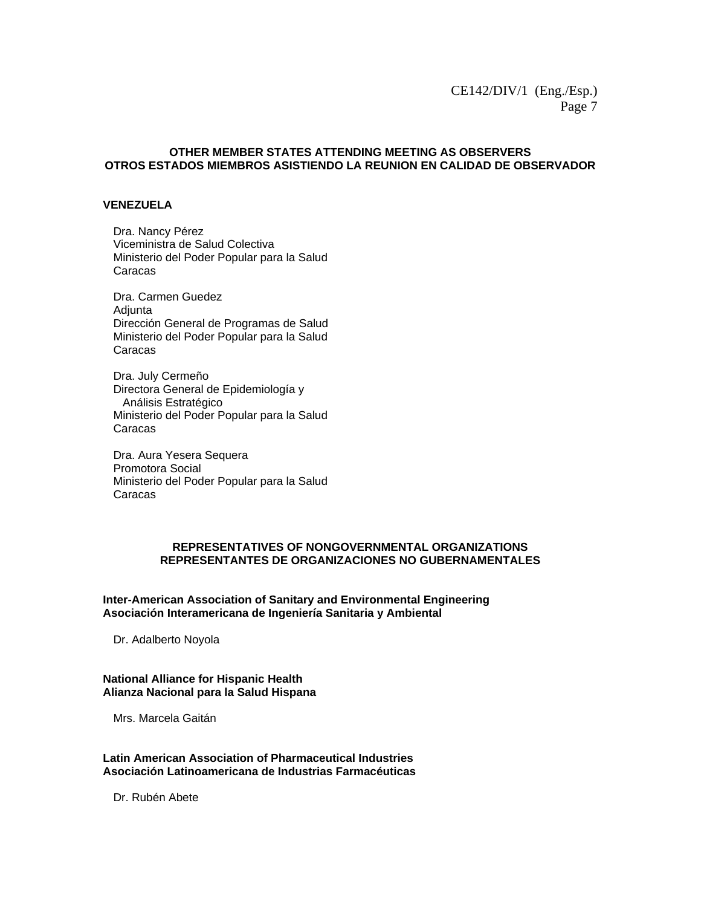## OTHER MEMBER STATES ATTENDING MEETING AS OBSERVERS
## OTROS ESTADOS MIEMBROS ASISTIENDO LA REUNION EN CALIDAD DE OBSERVADOR

**VENEZUELA**

Dra. Nancy Pérez
Viceministra de Salud Colectiva
Ministerio del Poder Popular para la Salud
Caracas

Dra. Carmen Guedez
Adjunta
Dirección General de Programas de Salud
Ministerio del Poder Popular para la Salud
Caracas

Dra. July Cermeño
Directora General de Epidemiología y
Análisis Estratégico
Ministerio del Poder Popular para la Salud
Caracas

Dra. Aura Yesera Sequera
Promotora Social
Ministerio del Poder Popular para la Salud
Caracas

## REPRESENTATIVES OF NONGOVERNMENTAL ORGANIZATIONS
## REPRESENTANTES DE ORGANIZACIONES NO GUBERNAMENTALES

**Inter-American Association of Sanitary and Environmental Engineering**
**Asociación Interamericana de Ingeniería Sanitaria y Ambiental**

Dr. Adalberto Noyola

**National Alliance for Hispanic Health**
**Alianza Nacional para la Salud Hispana**

Mrs. Marcela Gaitán

**Latin American Association of Pharmaceutical Industries**
**Asociación Latinoamericana de Industrias Farmacéuticas**

Dr. Rubén Abete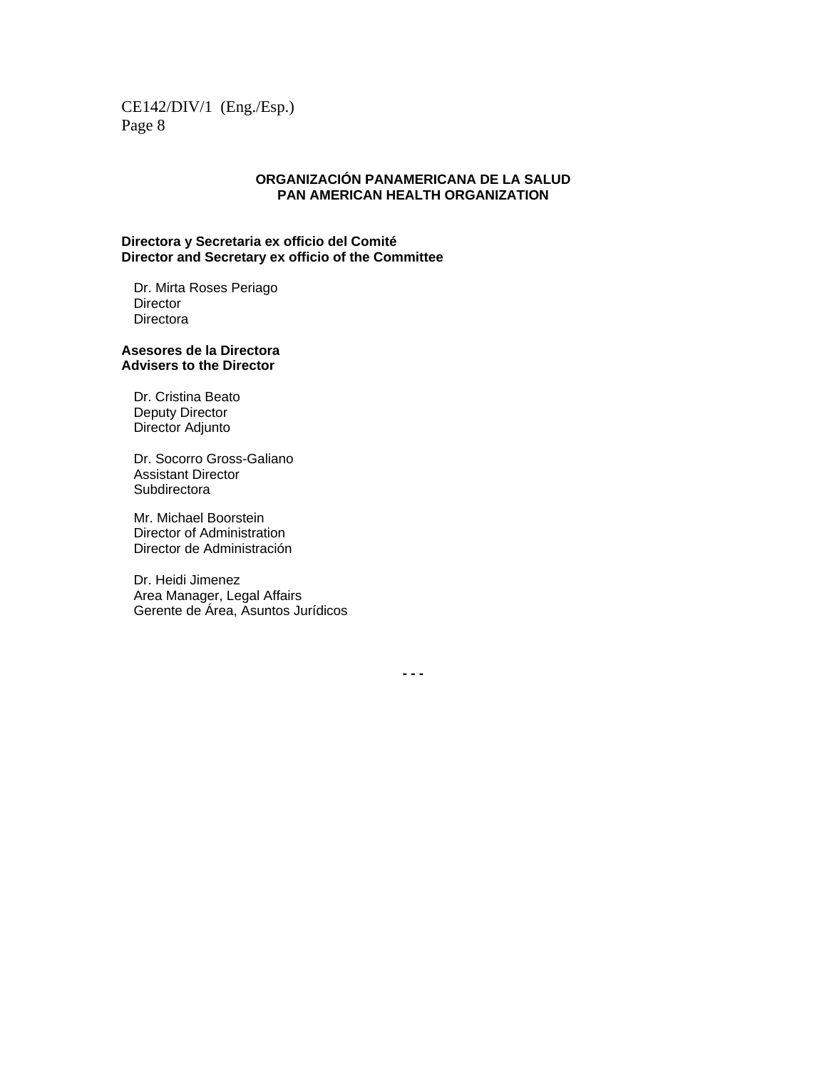**ORGANIZACIÓN PANAMERICANA DE LA SALUD**
**PAN AMERICAN HEALTH ORGANIZATION**

**Directora y Secretaria ex officio del Comité**
**Director and Secretary ex officio of the Committee**

Dr. Mirta Roses Periago
Director
Directora

**Asesores de la Directora**
**Advisers to the Director**

Dr. Cristina Beato
Deputy Director
Director Adjunto

Dr. Socorro Gross-Galiano
Assistant Director
Subdirectora

Mr. Michael Boorstein
Director of Administration
Director de Administración

Dr. Heidi Jimenez
Area Manager, Legal Affairs
Gerente de Área, Asuntos Jurídicos

- - -